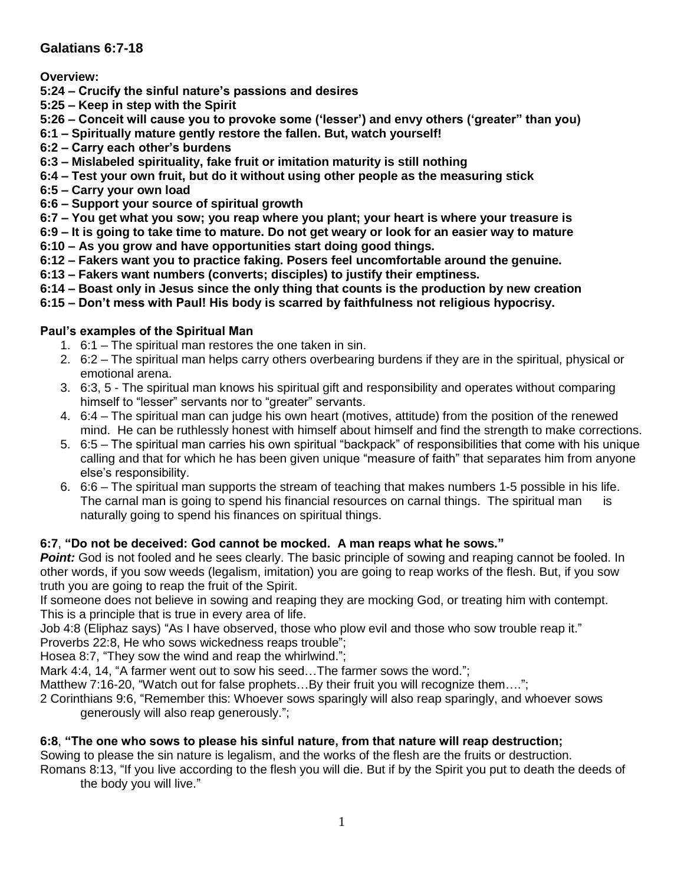## Galatians 6:7-18

**Overview:**

**5:24 – Crucify the sinful nature's passions and desires**
**5:25 – Keep in step with the Spirit**
**5:26 – Conceit will cause you to provoke some ('lesser') and envy others ('greater" than you)**
**6:1 – Spiritually mature gently restore the fallen. But, watch yourself!**
**6:2 – Carry each other's burdens**
**6:3 – Mislabeled spirituality, fake fruit or imitation maturity is still nothing**
**6:4 – Test your own fruit, but do it without using other people as the measuring stick**
**6:5 – Carry your own load**
**6:6 – Support your source of spiritual growth**
**6:7 – You get what you sow; you reap where you plant; your heart is where your treasure is**
**6:9 – It is going to take time to mature. Do not get weary or look for an easier way to mature**
**6:10 – As you grow and have opportunities start doing good things.**
**6:12 – Fakers want you to practice faking. Posers feel uncomfortable around the genuine.**
**6:13 – Fakers want numbers (converts; disciples) to justify their emptiness.**
**6:14 – Boast only in Jesus since the only thing that counts is the production by new creation**
**6:15 – Don't mess with Paul! His body is scarred by faithfulness not religious hypocrisy.**

**Paul's examples of the Spiritual Man**

1. 6:1 – The spiritual man restores the one taken in sin.
2. 6:2 – The spiritual man helps carry others overbearing burdens if they are in the spiritual, physical or emotional arena.
3. 6:3, 5 - The spiritual man knows his spiritual gift and responsibility and operates without comparing himself to "lesser" servants nor to "greater" servants.
4. 6:4 – The spiritual man can judge his own heart (motives, attitude) from the position of the renewed mind. He can be ruthlessly honest with himself about himself and find the strength to make corrections.
5. 6:5 – The spiritual man carries his own spiritual "backpack" of responsibilities that come with his unique calling and that for which he has been given unique "measure of faith" that separates him from anyone else's responsibility.
6. 6:6 – The spiritual man supports the stream of teaching that makes numbers 1-5 possible in his life. The carnal man is going to spend his financial resources on carnal things. The spiritual man is naturally going to spend his finances on spiritual things.

**6:7**, **"Do not be deceived: God cannot be mocked. A man reaps what he sows."**

***Point:*** God is not fooled and he sees clearly. The basic principle of sowing and reaping cannot be fooled. In other words, if you sow weeds (legalism, imitation) you are going to reap works of the flesh. But, if you sow truth you are going to reap the fruit of the Spirit.

If someone does not believe in sowing and reaping they are mocking God, or treating him with contempt. This is a principle that is true in every area of life.

Job 4:8 (Eliphaz says) "As I have observed, those who plow evil and those who sow trouble reap it."
Proverbs 22:8, He who sows wickedness reaps trouble";
Hosea 8:7, "They sow the wind and reap the whirlwind.";
Mark 4:4, 14, "A farmer went out to sow his seed…The farmer sows the word.";
Matthew 7:16-20, "Watch out for false prophets…By their fruit you will recognize them….";
2 Corinthians 9:6, "Remember this: Whoever sows sparingly will also reap sparingly, and whoever sows generously will also reap generously.";

**6:8**, **"The one who sows to please his sinful nature, from that nature will reap destruction;**

Sowing to please the sin nature is legalism, and the works of the flesh are the fruits or destruction.
Romans 8:13, "If you live according to the flesh you will die. But if by the Spirit you put to death the deeds of the body you will live."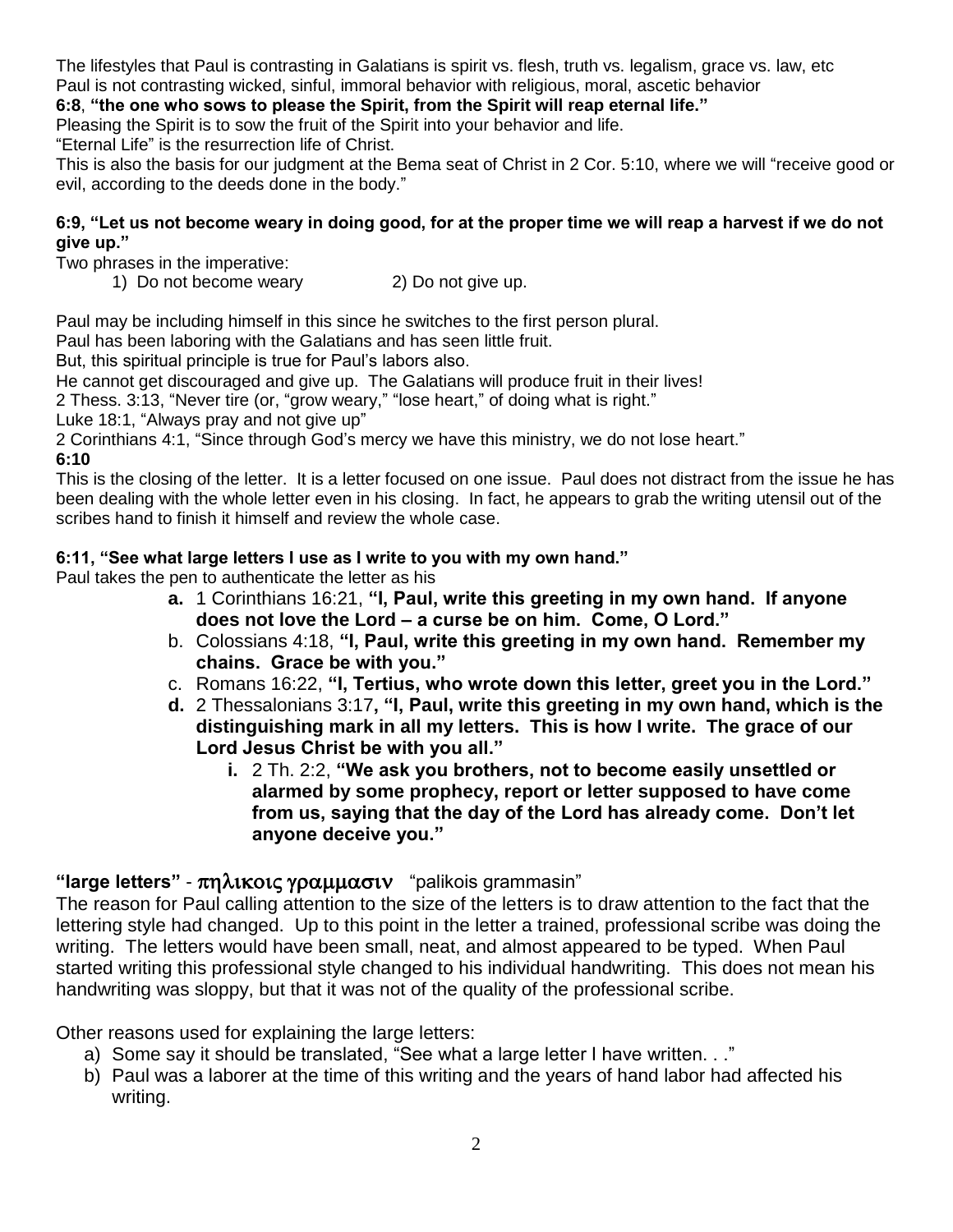The lifestyles that Paul is contrasting in Galatians is spirit vs. flesh, truth vs. legalism, grace vs. law, etc
Paul is not contrasting wicked, sinful, immoral behavior with religious, moral, ascetic behavior

**6:8**, **"the one who sows to please the Spirit, from the Spirit will reap eternal life."**

Pleasing the Spirit is to sow the fruit of the Spirit into your behavior and life.
"Eternal Life" is the resurrection life of Christ.
This is also the basis for our judgment at the Bema seat of Christ in 2 Cor. 5:10, where we will "receive good or evil, according to the deeds done in the body."

**6:9, "Let us not become weary in doing good, for at the proper time we will reap a harvest if we do not give up."**

Two phrases in the imperative:

1) Do not become weary     2) Do not give up.

Paul may be including himself in this since he switches to the first person plural.
Paul has been laboring with the Galatians and has seen little fruit.
But, this spiritual principle is true for Paul's labors also.
He cannot get discouraged and give up. The Galatians will produce fruit in their lives!
2 Thess. 3:13, "Never tire (or, "grow weary," "lose heart," of doing what is right."
Luke 18:1, "Always pray and not give up"
2 Corinthians 4:1, "Since through God's mercy we have this ministry, we do not lose heart."

**6:10**

This is the closing of the letter. It is a letter focused on one issue. Paul does not distract from the issue he has been dealing with the whole letter even in his closing. In fact, he appears to grab the writing utensil out of the scribes hand to finish it himself and review the whole case.

**6:11, "See what large letters I use as I write to you with my own hand."**

Paul takes the pen to authenticate the letter as his

- **a.** 1 Corinthians 16:21, **"I, Paul, write this greeting in my own hand. If anyone does not love the Lord – a curse be on him. Come, O Lord."**
- b. Colossians 4:18, **"I, Paul, write this greeting in my own hand. Remember my chains. Grace be with you."**
- c. Romans 16:22, **"I, Tertius, who wrote down this letter, greet you in the Lord."**
- **d.** 2 Thessalonians 3:17**, "I, Paul, write this greeting in my own hand, which is the distinguishing mark in all my letters. This is how I write. The grace of our Lord Jesus Christ be with you all."**
    - **i.** 2 Th. 2:2, **"We ask you brothers, not to become easily unsettled or alarmed by some prophecy, report or letter supposed to have come from us, saying that the day of the Lord has already come. Don't let anyone deceive you."**

**"large letters"** - **πηλικοις γραμμασιν** "palikois grammasin"

The reason for Paul calling attention to the size of the letters is to draw attention to the fact that the lettering style had changed. Up to this point in the letter a trained, professional scribe was doing the writing. The letters would have been small, neat, and almost appeared to be typed. When Paul started writing this professional style changed to his individual handwriting. This does not mean his handwriting was sloppy, but that it was not of the quality of the professional scribe.

Other reasons used for explaining the large letters:

a) Some say it should be translated, "See what a large letter I have written. . ."
b) Paul was a laborer at the time of this writing and the years of hand labor had affected his writing.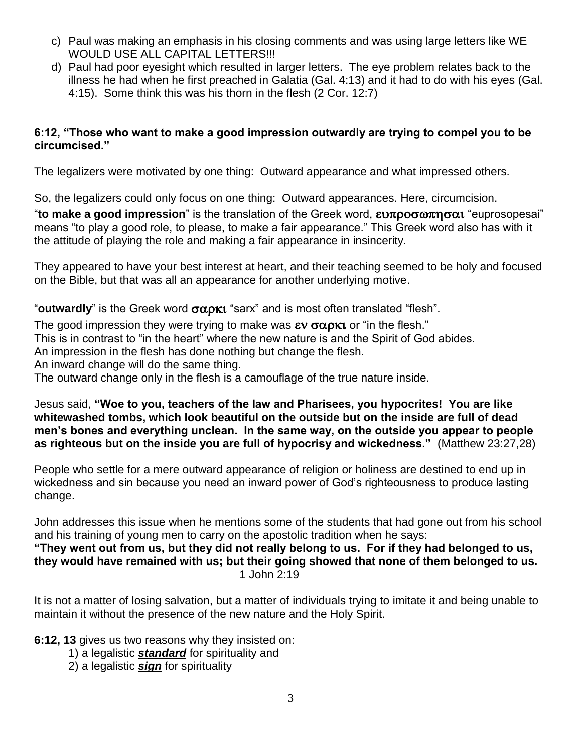c) Paul was making an emphasis in his closing comments and was using large letters like WE WOULD USE ALL CAPITAL LETTERS!!!
d) Paul had poor eyesight which resulted in larger letters. The eye problem relates back to the illness he had when he first preached in Galatia (Gal. 4:13) and it had to do with his eyes (Gal. 4:15). Some think this was his thorn in the flesh (2 Cor. 12:7)

**6:12, "Those who want to make a good impression outwardly are trying to compel you to be circumcised."**

The legalizers were motivated by one thing: Outward appearance and what impressed others.

So, the legalizers could only focus on one thing: Outward appearances. Here, circumcision.

"**to make a good impression**" is the translation of the Greek word, ευπροσωπησαι "euprosopesai" means "to play a good role, to please, to make a fair appearance." This Greek word also has with it the attitude of playing the role and making a fair appearance in insincerity.

They appeared to have your best interest at heart, and their teaching seemed to be holy and focused on the Bible, but that was all an appearance for another underlying motive.

"**outwardly**" is the Greek word σαρκι "sarx" and is most often translated "flesh".

The good impression they were trying to make was εν σαρκι or "in the flesh."
This is in contrast to "in the heart" where the new nature is and the Spirit of God abides.
An impression in the flesh has done nothing but change the flesh.
An inward change will do the same thing.
The outward change only in the flesh is a camouflage of the true nature inside.

Jesus said, **"Woe to you, teachers of the law and Pharisees, you hypocrites! You are like whitewashed tombs, which look beautiful on the outside but on the inside are full of dead men's bones and everything unclean. In the same way, on the outside you appear to people as righteous but on the inside you are full of hypocrisy and wickedness."** (Matthew 23:27,28)

People who settle for a mere outward appearance of religion or holiness are destined to end up in wickedness and sin because you need an inward power of God's righteousness to produce lasting change.

John addresses this issue when he mentions some of the students that had gone out from his school and his training of young men to carry on the apostolic tradition when he says:
**"They went out from us, but they did not really belong to us. For if they had belonged to us, they would have remained with us; but their going showed that none of them belonged to us.**
1 John 2:19

It is not a matter of losing salvation, but a matter of individuals trying to imitate it and being unable to maintain it without the presence of the new nature and the Holy Spirit.

**6:12, 13** gives us two reasons why they insisted on:
1) a legalistic ***standard*** for spirituality and
2) a legalistic ***sign*** for spirituality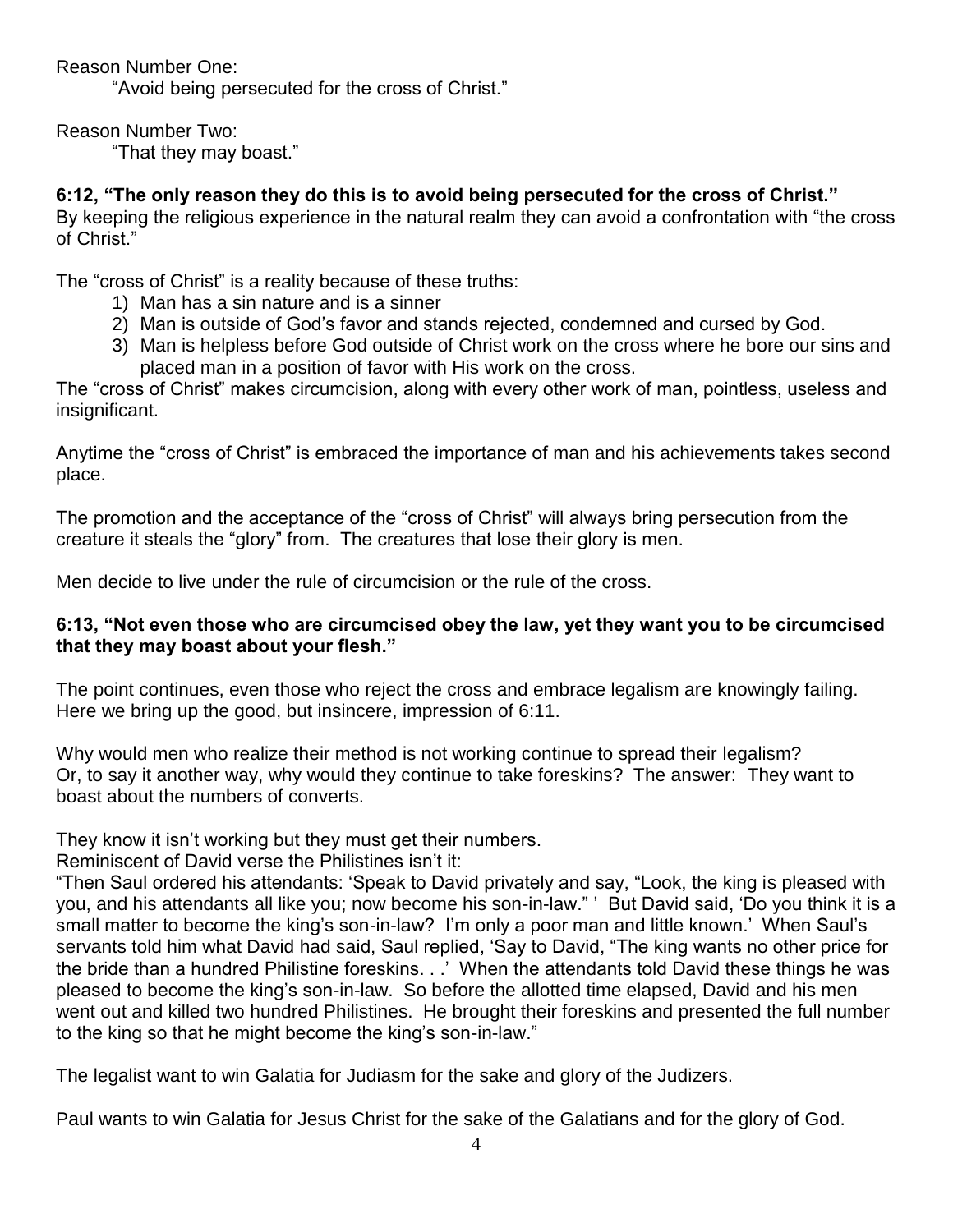Reason Number One:

"Avoid being persecuted for the cross of Christ."

Reason Number Two:

"That they may boast."

**6:12, "The only reason they do this is to avoid being persecuted for the cross of Christ."**
By keeping the religious experience in the natural realm they can avoid a confrontation with "the cross of Christ."

The "cross of Christ" is a reality because of these truths:

1) Man has a sin nature and is a sinner
2) Man is outside of God's favor and stands rejected, condemned and cursed by God.
3) Man is helpless before God outside of Christ work on the cross where he bore our sins and placed man in a position of favor with His work on the cross.

The "cross of Christ" makes circumcision, along with every other work of man, pointless, useless and insignificant.

Anytime the "cross of Christ" is embraced the importance of man and his achievements takes second place.

The promotion and the acceptance of the "cross of Christ" will always bring persecution from the creature it steals the "glory" from. The creatures that lose their glory is men.

Men decide to live under the rule of circumcision or the rule of the cross.

**6:13, "Not even those who are circumcised obey the law, yet they want you to be circumcised that they may boast about your flesh."**

The point continues, even those who reject the cross and embrace legalism are knowingly failing. Here we bring up the good, but insincere, impression of 6:11.

Why would men who realize their method is not working continue to spread their legalism? Or, to say it another way, why would they continue to take foreskins? The answer: They want to boast about the numbers of converts.

They know it isn't working but they must get their numbers.
Reminiscent of David verse the Philistines isn't it:
"Then Saul ordered his attendants: 'Speak to David privately and say, "Look, the king is pleased with you, and his attendants all like you; now become his son-in-law." ' But David said, 'Do you think it is a small matter to become the king's son-in-law? I'm only a poor man and little known.' When Saul's servants told him what David had said, Saul replied, 'Say to David, "The king wants no other price for the bride than a hundred Philistine foreskins. . .' When the attendants told David these things he was pleased to become the king's son-in-law. So before the allotted time elapsed, David and his men went out and killed two hundred Philistines. He brought their foreskins and presented the full number to the king so that he might become the king's son-in-law."

The legalist want to win Galatia for Judiasm for the sake and glory of the Judizers.

Paul wants to win Galatia for Jesus Christ for the sake of the Galatians and for the glory of God.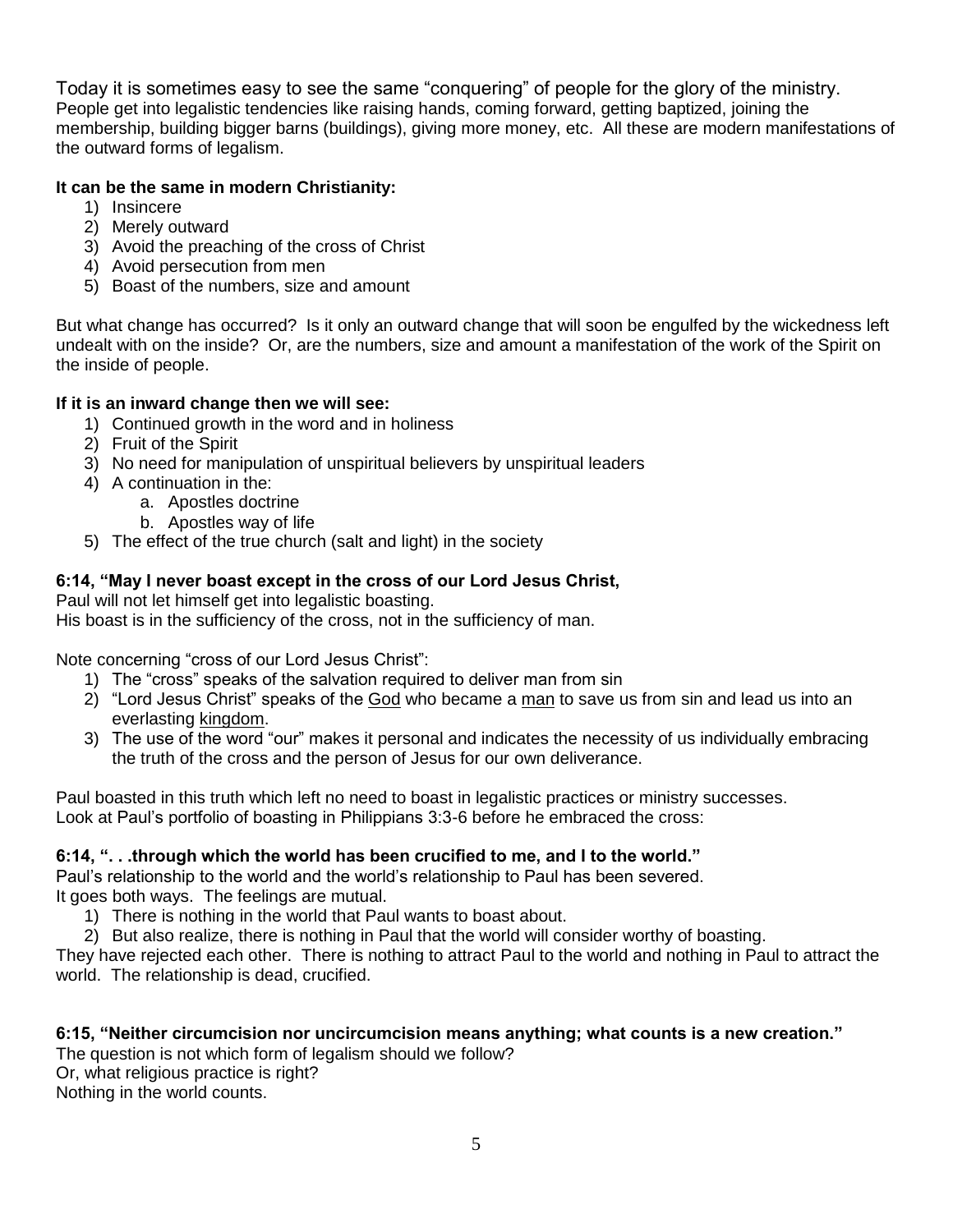Today it is sometimes easy to see the same "conquering" of people for the glory of the ministry. People get into legalistic tendencies like raising hands, coming forward, getting baptized, joining the membership, building bigger barns (buildings), giving more money, etc. All these are modern manifestations of the outward forms of legalism.

**It can be the same in modern Christianity:**

1) Insincere
2) Merely outward
3) Avoid the preaching of the cross of Christ
4) Avoid persecution from men
5) Boast of the numbers, size and amount

But what change has occurred? Is it only an outward change that will soon be engulfed by the wickedness left undealt with on the inside? Or, are the numbers, size and amount a manifestation of the work of the Spirit on the inside of people.

**If it is an inward change then we will see:**

1) Continued growth in the word and in holiness
2) Fruit of the Spirit
3) No need for manipulation of unspiritual believers by unspiritual leaders
4) A continuation in the:
   a. Apostles doctrine
   b. Apostles way of life
5) The effect of the true church (salt and light) in the society

**6:14, "May I never boast except in the cross of our Lord Jesus Christ,**

Paul will not let himself get into legalistic boasting.
His boast is in the sufficiency of the cross, not in the sufficiency of man.

Note concerning "cross of our Lord Jesus Christ":

1) The "cross" speaks of the salvation required to deliver man from sin
2) "Lord Jesus Christ" speaks of the God who became a man to save us from sin and lead us into an everlasting kingdom.
3) The use of the word "our" makes it personal and indicates the necessity of us individually embracing the truth of the cross and the person of Jesus for our own deliverance.

Paul boasted in this truth which left no need to boast in legalistic practices or ministry successes.
Look at Paul's portfolio of boasting in Philippians 3:3-6 before he embraced the cross:

**6:14, ". . .through which the world has been crucified to me, and I to the world."**

Paul's relationship to the world and the world's relationship to Paul has been severed.
It goes both ways. The feelings are mutual.

1) There is nothing in the world that Paul wants to boast about.
2) But also realize, there is nothing in Paul that the world will consider worthy of boasting.

They have rejected each other. There is nothing to attract Paul to the world and nothing in Paul to attract the world. The relationship is dead, crucified.

**6:15, "Neither circumcision nor uncircumcision means anything; what counts is a new creation."**

The question is not which form of legalism should we follow?
Or, what religious practice is right?
Nothing in the world counts.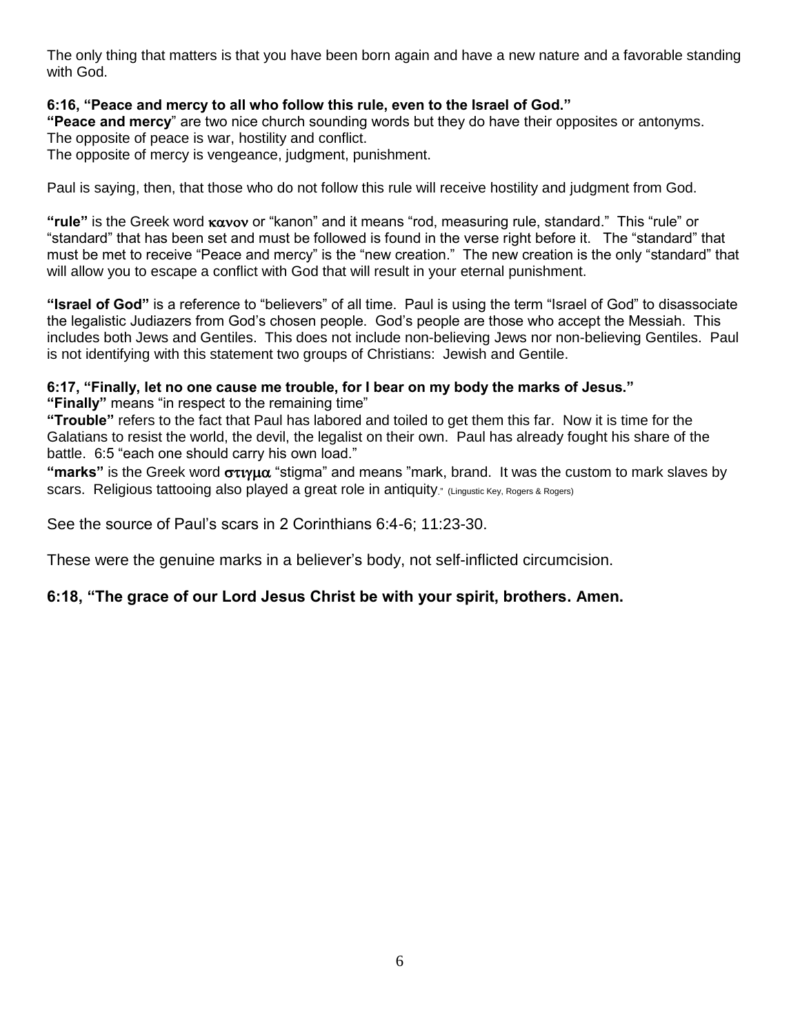The only thing that matters is that you have been born again and have a new nature and a favorable standing with God.

**6:16, "Peace and mercy to all who follow this rule, even to the Israel of God."**

**"Peace and mercy**" are two nice church sounding words but they do have their opposites or antonyms.
The opposite of peace is war, hostility and conflict.
The opposite of mercy is vengeance, judgment, punishment.

Paul is saying, then, that those who do not follow this rule will receive hostility and judgment from God.

**"rule"** is the Greek word **κανον** or "kanon" and it means "rod, measuring rule, standard." This "rule" or "standard" that has been set and must be followed is found in the verse right before it. The "standard" that must be met to receive "Peace and mercy" is the "new creation." The new creation is the only "standard" that will allow you to escape a conflict with God that will result in your eternal punishment.

**"Israel of God"** is a reference to "believers" of all time. Paul is using the term "Israel of God" to disassociate the legalistic Judiazers from God's chosen people. God's people are those who accept the Messiah. This includes both Jews and Gentiles. This does not include non-believing Jews nor non-believing Gentiles. Paul is not identifying with this statement two groups of Christians: Jewish and Gentile.

**6:17, "Finally, let no one cause me trouble, for I bear on my body the marks of Jesus."**

**"Finally"** means "in respect to the remaining time"

**"Trouble"** refers to the fact that Paul has labored and toiled to get them this far. Now it is time for the Galatians to resist the world, the devil, the legalist on their own. Paul has already fought his share of the battle. 6:5 "each one should carry his own load."

**"marks"** is the Greek word **στιγμα** "stigma" and means "mark, brand. It was the custom to mark slaves by scars. Religious tattooing also played a great role in antiquity." (Lingustic Key, Rogers & Rogers)

See the source of Paul's scars in 2 Corinthians 6:4-6; 11:23-30.

These were the genuine marks in a believer's body, not self-inflicted circumcision.

**6:18, "The grace of our Lord Jesus Christ be with your spirit, brothers. Amen.**